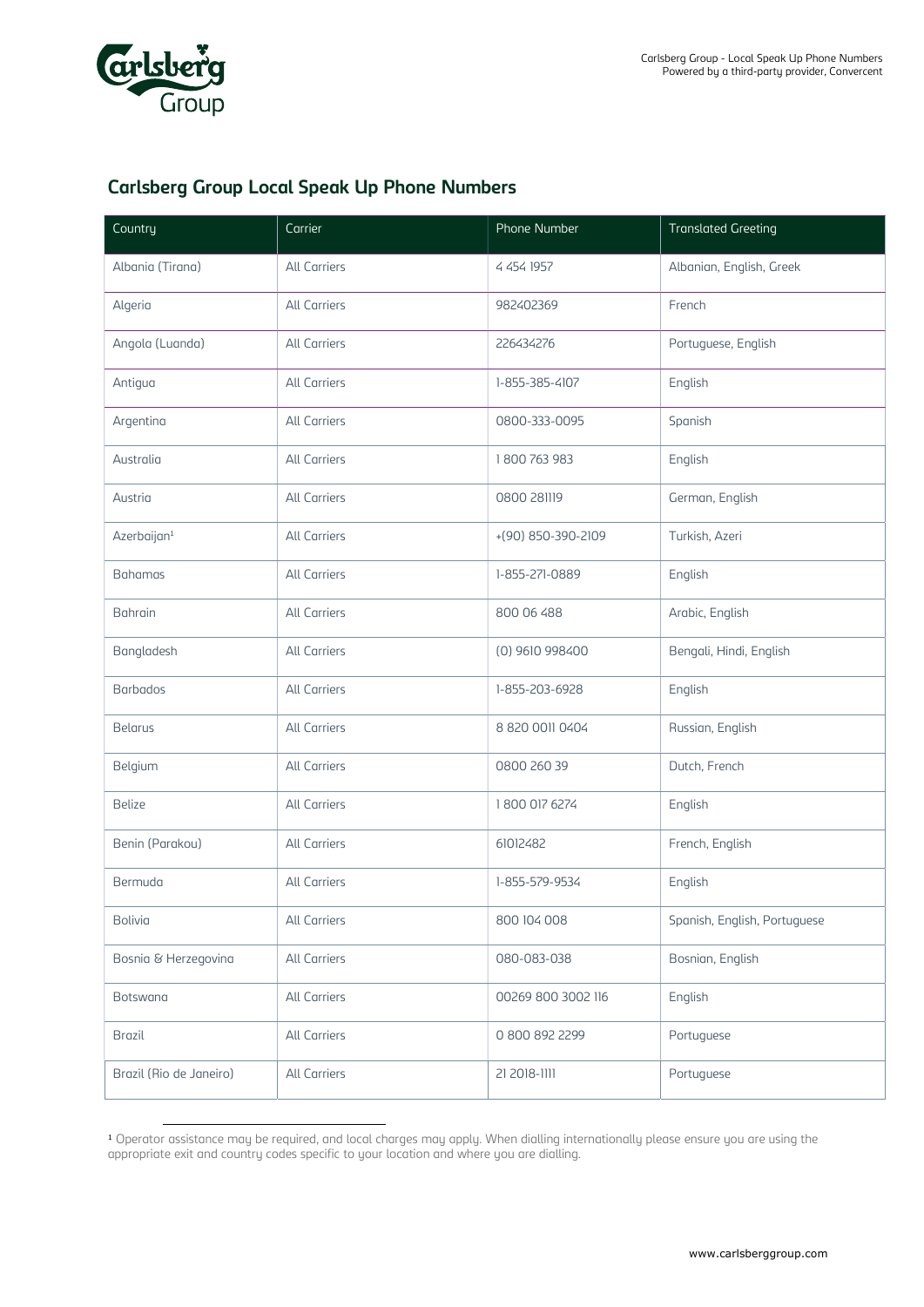## Carlsberg Group Local Speak Up Phone Numbers

| Country | Carrier | Phone Number | Translated Greeting |
|---|---|---|---|
| Albania (Tirana) | All Carriers | 4 454 1957 | Albanian, English, Greek |
| Algeria | All Carriers | 982402369 | French |
| Angola (Luanda) | All Carriers | 226434276 | Portuguese, English |
| Antigua | All Carriers | 1-855-385-4107 | English |
| Argentina | All Carriers | 0800-333-0095 | Spanish |
| Australia | All Carriers | 1 800 763 983 | English |
| Austria | All Carriers | 0800 281119 | German, English |
| Azerbaijan[1] | All Carriers | +(90) 850-390-2109 | Turkish, Azeri |
| Bahamas | All Carriers | 1-855-271-0889 | English |
| Bahrain | All Carriers | 800 06 488 | Arabic, English |
| Bangladesh | All Carriers | (0) 9610 998400 | Bengali, Hindi, English |
| Barbados | All Carriers | 1-855-203-6928 | English |
| Belarus | All Carriers | 8 820 0011 0404 | Russian, English |
| Belgium | All Carriers | 0800 260 39 | Dutch, French |
| Belize | All Carriers | 1 800 017 6274 | English |
| Benin (Parakou) | All Carriers | 61012482 | French, English |
| Bermuda | All Carriers | 1-855-579-9534 | English |
| Bolivia | All Carriers | 800 104 008 | Spanish, English, Portuguese |
| Bosnia & Herzegovina | All Carriers | 080-083-038 | Bosnian, English |
| Botswana | All Carriers | 00269 800 3002 116 | English |
| Brazil | All Carriers | 0 800 892 2299 | Portuguese |
| Brazil (Rio de Janeiro) | All Carriers | 21 2018-1111 | Portuguese |

[1] Operator assistance may be required, and local charges may apply. When dialling internationally please ensure you are using the appropriate exit and country codes specific to your location and where you are dialling.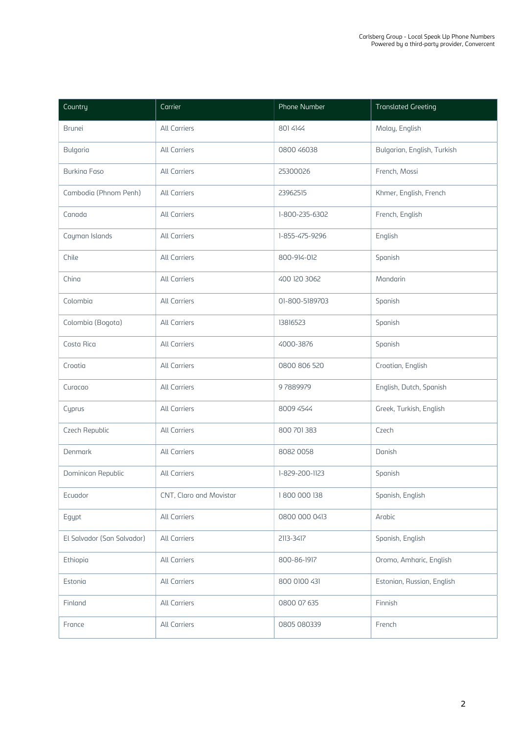| Country | Carrier | Phone Number | Translated Greeting |
|---|---|---|---|
| Brunei | All Carriers | 801 4144 | Malay, English |
| Bulgaria | All Carriers | 0800 46038 | Bulgarian, English, Turkish |
| Burkina Faso | All Carriers | 25300026 | French, Mossi |
| Cambodia (Phnom Penh) | All Carriers | 23962515 | Khmer, English, French |
| Canada | All Carriers | 1-800-235-6302 | French, English |
| Cayman Islands | All Carriers | 1-855-475-9296 | English |
| Chile | All Carriers | 800-914-012 | Spanish |
| China | All Carriers | 400 120 3062 | Mandarin |
| Colombia | All Carriers | 01-800-5189703 | Spanish |
| Colombia (Bogota) | All Carriers | 13816523 | Spanish |
| Costa Rica | All Carriers | 4000-3876 | Spanish |
| Croatia | All Carriers | 0800 806 520 | Croatian, English |
| Curacao | All Carriers | 9 7889979 | English, Dutch, Spanish |
| Cyprus | All Carriers | 8009 4544 | Greek, Turkish, English |
| Czech Republic | All Carriers | 800 701 383 | Czech |
| Denmark | All Carriers | 8082 0058 | Danish |
| Dominican Republic | All Carriers | 1-829-200-1123 | Spanish |
| Ecuador | CNT, Claro and Movistar | 1 800 000 138 | Spanish, English |
| Egypt | All Carriers | 0800 000 0413 | Arabic |
| El Salvador (San Salvador) | All Carriers | 2113-3417 | Spanish, English |
| Ethiopia | All Carriers | 800-86-1917 | Oromo, Amharic, English |
| Estonia | All Carriers | 800 0100 431 | Estonian, Russian, English |
| Finland | All Carriers | 0800 07 635 | Finnish |
| France | All Carriers | 0805 080339 | French |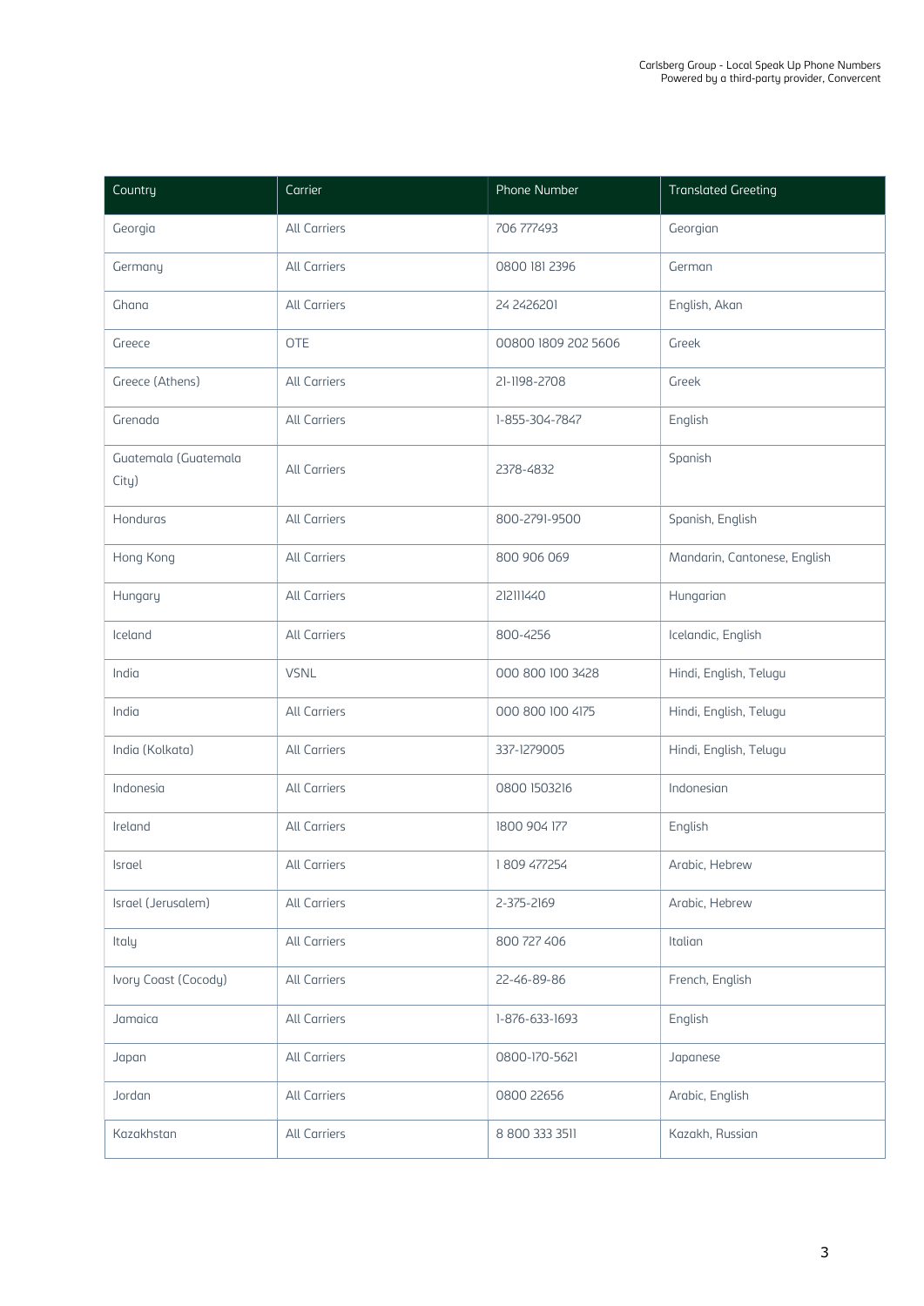| Country | Carrier | Phone Number | Translated Greeting |
| --- | --- | --- | --- |
| Georgia | All Carriers | 706 777493 | Georgian |
| Germany | All Carriers | 0800 181 2396 | German |
| Ghana | All Carriers | 24 2426201 | English, Akan |
| Greece | OTE | 00800 1809 202 5606 | Greek |
| Greece (Athens) | All Carriers | 21-1198-2708 | Greek |
| Grenada | All Carriers | 1-855-304-7847 | English |
| Guatemala (Guatemala City) | All Carriers | 2378-4832 | Spanish |
| Honduras | All Carriers | 800-2791-9500 | Spanish, English |
| Hong Kong | All Carriers | 800 906 069 | Mandarin, Cantonese, English |
| Hungary | All Carriers | 212111440 | Hungarian |
| Iceland | All Carriers | 800-4256 | Icelandic, English |
| India | VSNL | 000 800 100 3428 | Hindi, English, Telugu |
| India | All Carriers | 000 800 100 4175 | Hindi, English, Telugu |
| India (Kolkata) | All Carriers | 337-1279005 | Hindi, English, Telugu |
| Indonesia | All Carriers | 0800 1503216 | Indonesian |
| Ireland | All Carriers | 1800 904 177 | English |
| Israel | All Carriers | 1 809 477254 | Arabic, Hebrew |
| Israel (Jerusalem) | All Carriers | 2-375-2169 | Arabic, Hebrew |
| Italy | All Carriers | 800 727 406 | Italian |
| Ivory Coast (Cocody) | All Carriers | 22-46-89-86 | French, English |
| Jamaica | All Carriers | 1-876-633-1693 | English |
| Japan | All Carriers | 0800-170-5621 | Japanese |
| Jordan | All Carriers | 0800 22656 | Arabic, English |
| Kazakhstan | All Carriers | 8 800 333 3511 | Kazakh, Russian |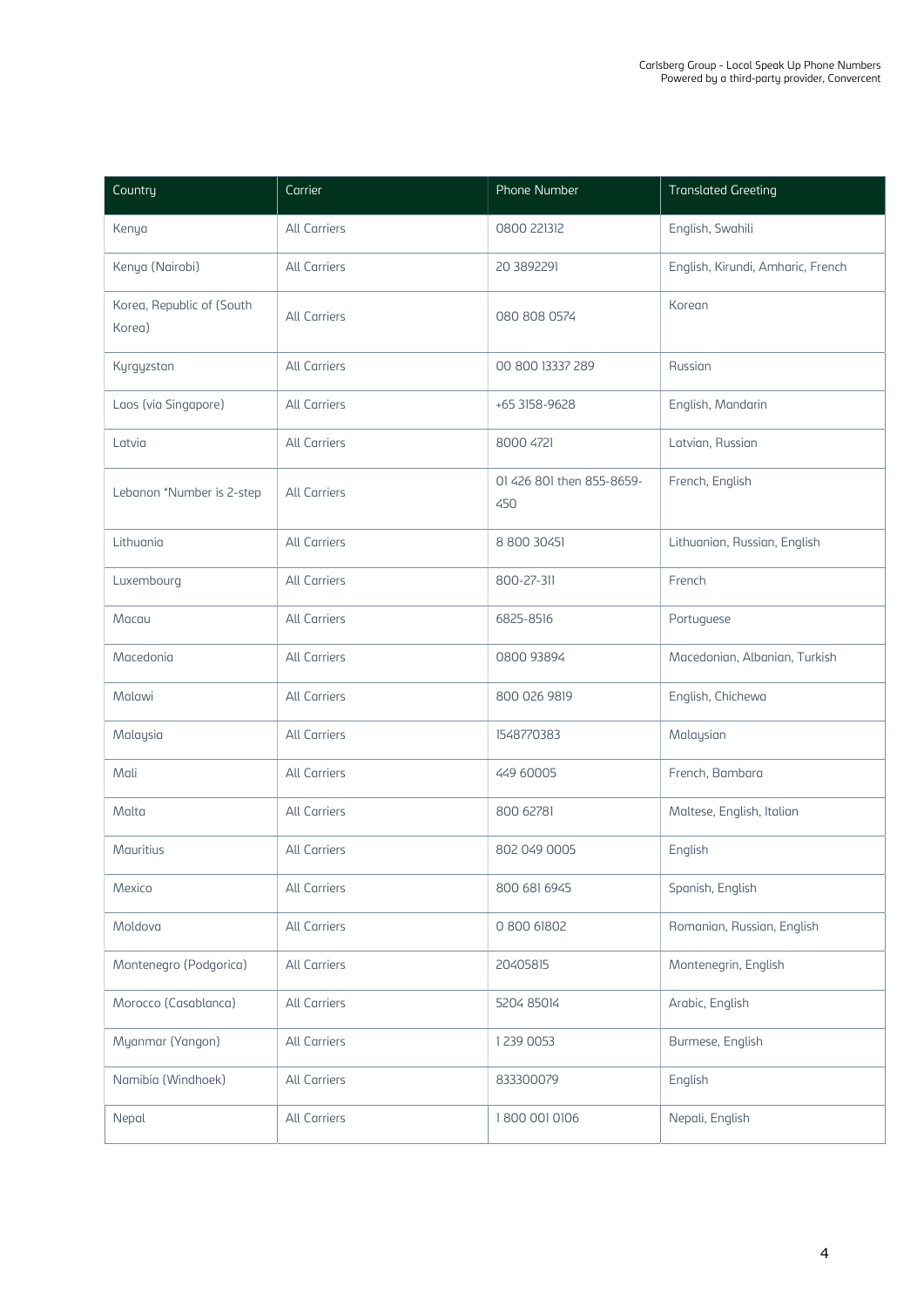| Country | Carrier | Phone Number | Translated Greeting |
| --- | --- | --- | --- |
| Kenya | All Carriers | 0800 221312 | English, Swahili |
| Kenya (Nairobi) | All Carriers | 20 3892291 | English, Kirundi, Amharic, French |
| Korea, Republic of (South Korea) | All Carriers | 080 808 0574 | Korean |
| Kyrgyzstan | All Carriers | 00 800 13337 289 | Russian |
| Laos (via Singapore) | All Carriers | +65 3158-9628 | English, Mandarin |
| Latvia | All Carriers | 8000 4721 | Latvian, Russian |
| Lebanon *Number is 2-step | All Carriers | 01 426 801 then 855-8659-450 | French, English |
| Lithuania | All Carriers | 8 800 30451 | Lithuanian, Russian, English |
| Luxembourg | All Carriers | 800-27-311 | French |
| Macau | All Carriers | 6825-8516 | Portuguese |
| Macedonia | All Carriers | 0800 93894 | Macedonian, Albanian, Turkish |
| Malawi | All Carriers | 800 026 9819 | English, Chichewa |
| Malaysia | All Carriers | 1548770383 | Malaysian |
| Mali | All Carriers | 449 60005 | French, Bambara |
| Malta | All Carriers | 800 62781 | Maltese, English, Italian |
| Mauritius | All Carriers | 802 049 0005 | English |
| Mexico | All Carriers | 800 681 6945 | Spanish, English |
| Moldova | All Carriers | 0 800 61802 | Romanian, Russian, English |
| Montenegro (Podgorica) | All Carriers | 20405815 | Montenegrin, English |
| Morocco (Casablanca) | All Carriers | 5204 85014 | Arabic, English |
| Myanmar (Yangon) | All Carriers | 1 239 0053 | Burmese, English |
| Namibia (Windhoek) | All Carriers | 833300079 | English |
| Nepal | All Carriers | 1 800 001 0106 | Nepali, English |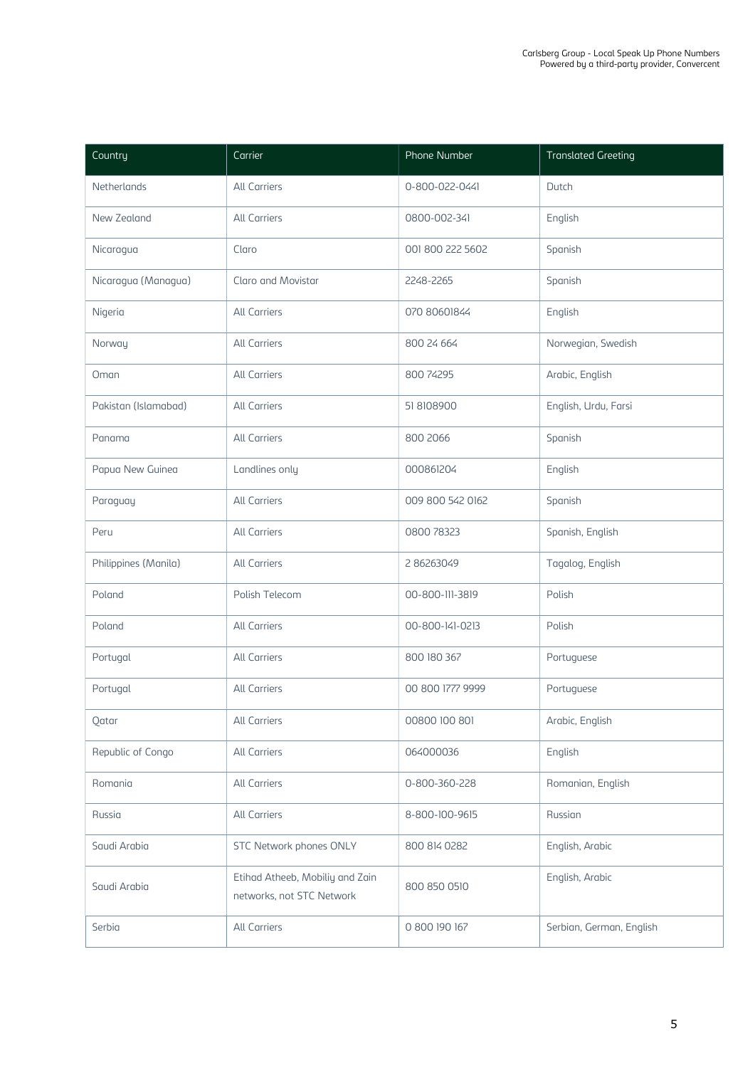| Country | Carrier | Phone Number | Translated Greeting |
|---|---|---|---|
| Netherlands | All Carriers | 0-800-022-0441 | Dutch |
| New Zealand | All Carriers | 0800-002-341 | English |
| Nicaragua | Claro | 001 800 222 5602 | Spanish |
| Nicaragua (Managua) | Claro and Movistar | 2248-2265 | Spanish |
| Nigeria | All Carriers | 070 80601844 | English |
| Norway | All Carriers | 800 24 664 | Norwegian, Swedish |
| Oman | All Carriers | 800 74295 | Arabic, English |
| Pakistan (Islamabad) | All Carriers | 51 8108900 | English, Urdu, Farsi |
| Panama | All Carriers | 800 2066 | Spanish |
| Papua New Guinea | Landlines only | 000861204 | English |
| Paraguay | All Carriers | 009 800 542 0162 | Spanish |
| Peru | All Carriers | 0800 78323 | Spanish, English |
| Philippines (Manila) | All Carriers | 2 86263049 | Tagalog, English |
| Poland | Polish Telecom | 00-800-111-3819 | Polish |
| Poland | All Carriers | 00-800-141-0213 | Polish |
| Portugal | All Carriers | 800 180 367 | Portuguese |
| Portugal | All Carriers | 00 800 1777 9999 | Portuguese |
| Qatar | All Carriers | 00800 100 801 | Arabic, English |
| Republic of Congo | All Carriers | 064000036 | English |
| Romania | All Carriers | 0-800-360-228 | Romanian, English |
| Russia | All Carriers | 8-800-100-9615 | Russian |
| Saudi Arabia | STC Network phones ONLY | 800 814 0282 | English, Arabic |
| Saudi Arabia | Etihad Atheeb, Mobiliy and Zain networks, not STC Network | 800 850 0510 | English, Arabic |
| Serbia | All Carriers | 0 800 190 167 | Serbian, German, English |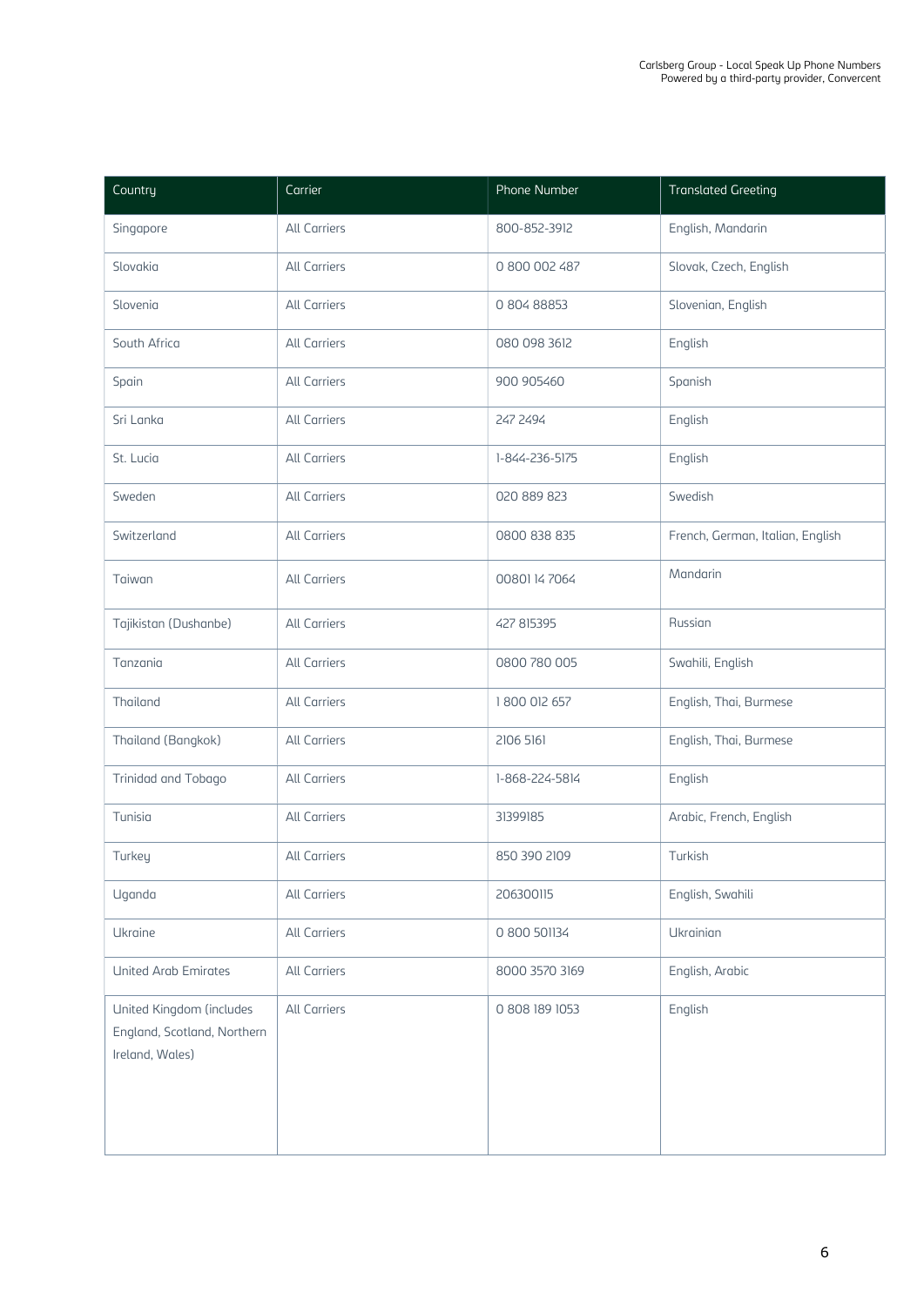| Country | Carrier | Phone Number | Translated Greeting |
|---|---|---|---|
| Singapore | All Carriers | 800-852-3912 | English, Mandarin |
| Slovakia | All Carriers | 0 800 002 487 | Slovak, Czech, English |
| Slovenia | All Carriers | 0 804 88853 | Slovenian, English |
| South Africa | All Carriers | 080 098 3612 | English |
| Spain | All Carriers | 900 905460 | Spanish |
| Sri Lanka | All Carriers | 247 2494 | English |
| St. Lucia | All Carriers | 1-844-236-5175 | English |
| Sweden | All Carriers | 020 889 823 | Swedish |
| Switzerland | All Carriers | 0800 838 835 | French, German, Italian, English |
| Taiwan | All Carriers | 00801 14 7064 | Mandarin |
| Tajikistan (Dushanbe) | All Carriers | 427 815395 | Russian |
| Tanzania | All Carriers | 0800 780 005 | Swahili, English |
| Thailand | All Carriers | 1 800 012 657 | English, Thai, Burmese |
| Thailand (Bangkok) | All Carriers | 2106 5161 | English, Thai, Burmese |
| Trinidad and Tobago | All Carriers | 1-868-224-5814 | English |
| Tunisia | All Carriers | 31399185 | Arabic, French, English |
| Turkey | All Carriers | 850 390 2109 | Turkish |
| Uganda | All Carriers | 206300115 | English, Swahili |
| Ukraine | All Carriers | 0 800 501134 | Ukrainian |
| United Arab Emirates | All Carriers | 8000 3570 3169 | English, Arabic |
| United Kingdom (includes England, Scotland, Northern Ireland, Wales) | All Carriers | 0 808 189 1053 | English |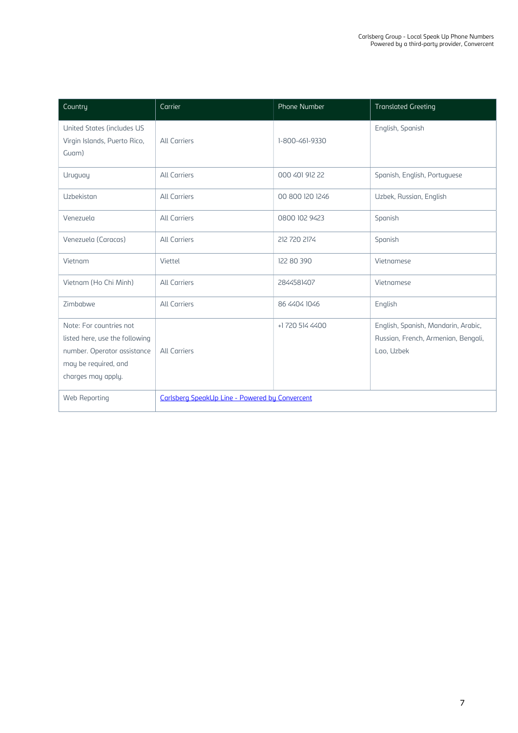| Country | Carrier | Phone Number | Translated Greeting |
|---|---|---|---|
| United States (includes US Virgin Islands, Puerto Rico, Guam) | All Carriers | 1-800-461-9330 | English, Spanish |
| Uruguay | All Carriers | 000 401 912 22 | Spanish, English, Portuguese |
| Uzbekistan | All Carriers | 00 800 120 1246 | Uzbek, Russian, English |
| Venezuela | All Carriers | 0800 102 9423 | Spanish |
| Venezuela (Caracas) | All Carriers | 212 720 2174 | Spanish |
| Vietnam | Viettel | 122 80 390 | Vietnamese |
| Vietnam (Ho Chi Minh) | All Carriers | 2844581407 | Vietnamese |
| Zimbabwe | All Carriers | 86 4404 1046 | English |
| Note: For countries not listed here, use the following number. Operator assistance may be required, and charges may apply. | All Carriers | +1 720 514 4400 | English, Spanish, Mandarin, Arabic, Russian, French, Armenian, Bengali, Lao, Uzbek |
| Web Reporting | Carlsberg SpeakUp Line - Powered by Convercent | | |